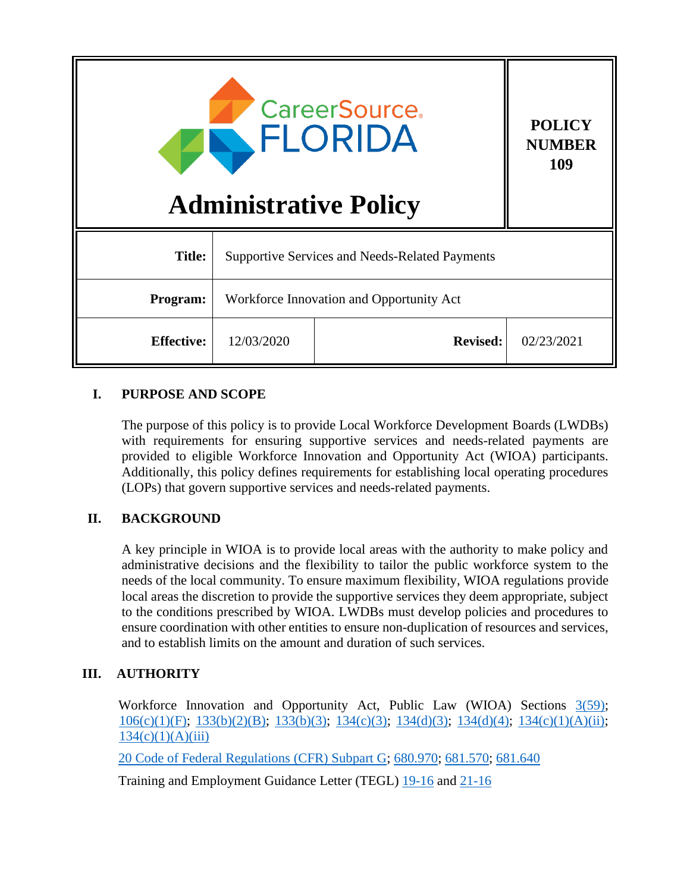# CareerSource FLORIDA

# Administrative Policy

**POLICY NUMBER 109**

| **Title:** | Supportive Services and Needs-Related Payments | | |
|---|---|---|---|
| **Program:** | Workforce Innovation and Opportunity Act | | |
| **Effective:** | 12/03/2020 | **Revised:** | 02/23/2021 |

## I. PURPOSE AND SCOPE

The purpose of this policy is to provide Local Workforce Development Boards (LWDBs) with requirements for ensuring supportive services and needs-related payments are provided to eligible Workforce Innovation and Opportunity Act (WIOA) participants. Additionally, this policy defines requirements for establishing local operating procedures (LOPs) that govern supportive services and needs-related payments.

## II. BACKGROUND

A key principle in WIOA is to provide local areas with the authority to make policy and administrative decisions and the flexibility to tailor the public workforce system to the needs of the local community. To ensure maximum flexibility, WIOA regulations provide local areas the discretion to provide the supportive services they deem appropriate, subject to the conditions prescribed by WIOA. LWDBs must develop policies and procedures to ensure coordination with other entities to ensure non-duplication of resources and services, and to establish limits on the amount and duration of such services.

## III. AUTHORITY

Workforce Innovation and Opportunity Act, Public Law (WIOA) Sections 3(59); 106(c)(1)(F); 133(b)(2)(B); 133(b)(3); 134(c)(3); 134(d)(3); 134(d)(4); 134(c)(1)(A)(ii); 134(c)(1)(A)(iii)

20 Code of Federal Regulations (CFR) Subpart G; 680.970; 681.570; 681.640

Training and Employment Guidance Letter (TEGL) 19-16 and 21-16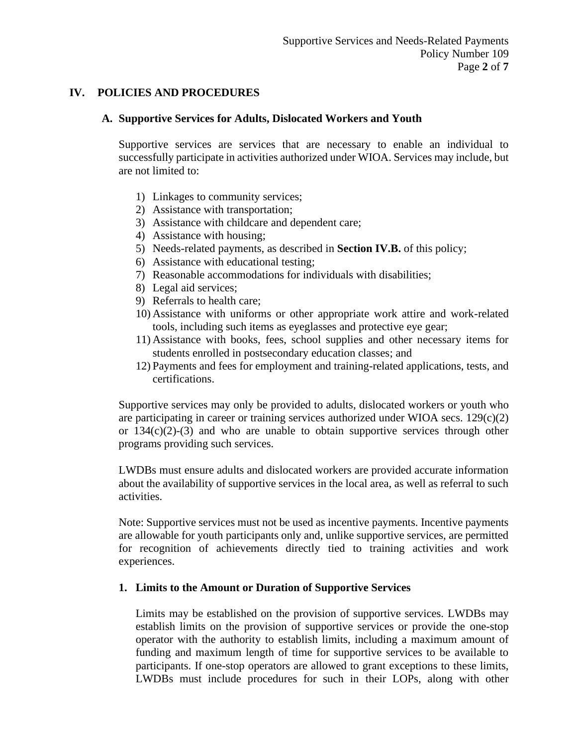## IV. POLICIES AND PROCEDURES

### A. Supportive Services for Adults, Dislocated Workers and Youth

Supportive services are services that are necessary to enable an individual to successfully participate in activities authorized under WIOA. Services may include, but are not limited to:

1) Linkages to community services;
2) Assistance with transportation;
3) Assistance with childcare and dependent care;
4) Assistance with housing;
5) Needs-related payments, as described in **Section IV.B.** of this policy;
6) Assistance with educational testing;
7) Reasonable accommodations for individuals with disabilities;
8) Legal aid services;
9) Referrals to health care;
10) Assistance with uniforms or other appropriate work attire and work-related tools, including such items as eyeglasses and protective eye gear;
11) Assistance with books, fees, school supplies and other necessary items for students enrolled in postsecondary education classes; and
12) Payments and fees for employment and training-related applications, tests, and certifications.

Supportive services may only be provided to adults, dislocated workers or youth who are participating in career or training services authorized under WIOA secs. 129(c)(2) or 134(c)(2)-(3) and who are unable to obtain supportive services through other programs providing such services.

LWDBs must ensure adults and dislocated workers are provided accurate information about the availability of supportive services in the local area, as well as referral to such activities.

Note: Supportive services must not be used as incentive payments. Incentive payments are allowable for youth participants only and, unlike supportive services, are permitted for recognition of achievements directly tied to training activities and work experiences.

#### 1. Limits to the Amount or Duration of Supportive Services

Limits may be established on the provision of supportive services. LWDBs may establish limits on the provision of supportive services or provide the one-stop operator with the authority to establish limits, including a maximum amount of funding and maximum length of time for supportive services to be available to participants. If one-stop operators are allowed to grant exceptions to these limits, LWDBs must include procedures for such in their LOPs, along with other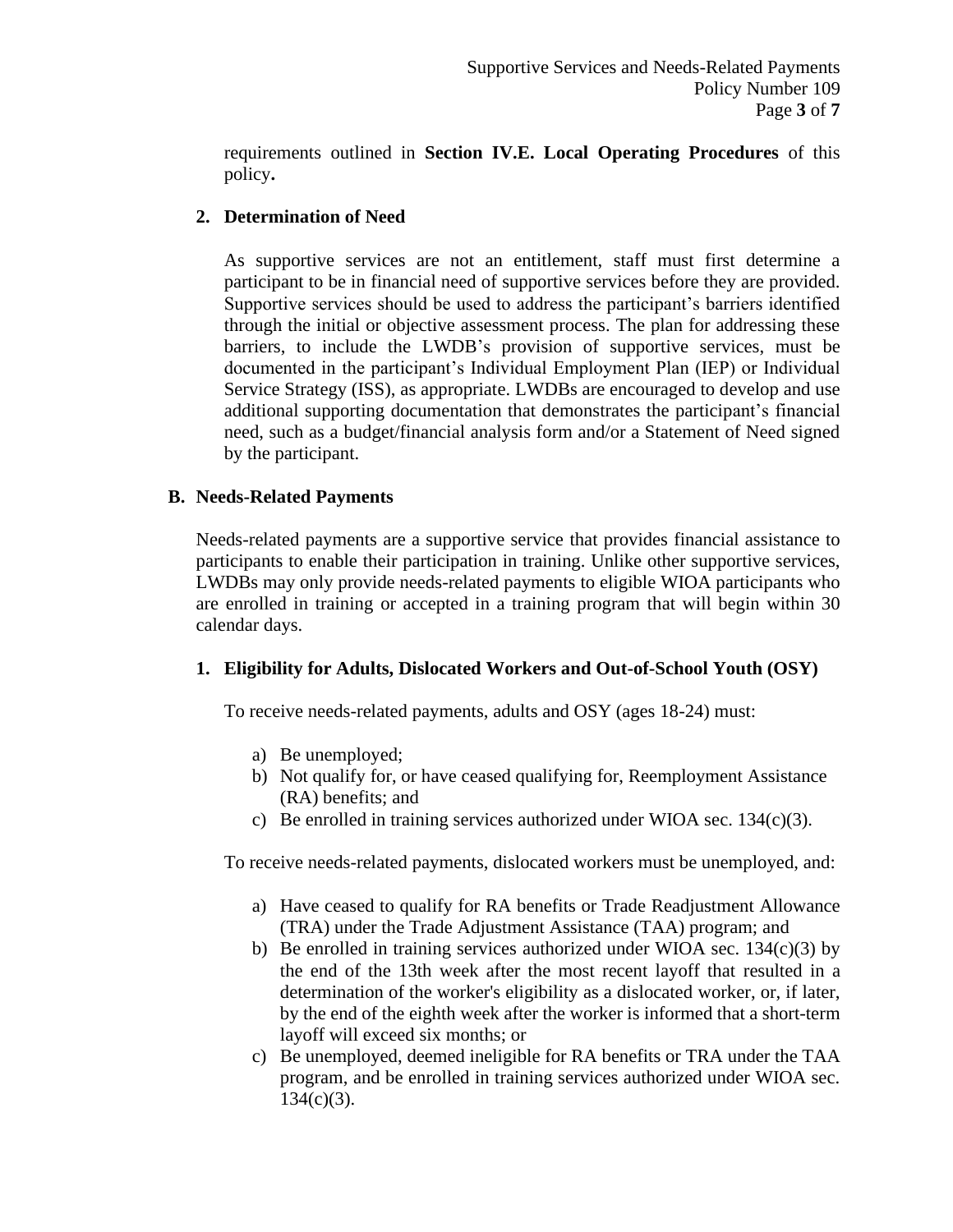requirements outlined in **Section IV.E. Local Operating Procedures** of this policy**.**

**2. Determination of Need**

As supportive services are not an entitlement, staff must first determine a participant to be in financial need of supportive services before they are provided. Supportive services should be used to address the participant's barriers identified through the initial or objective assessment process. The plan for addressing these barriers, to include the LWDB's provision of supportive services, must be documented in the participant's Individual Employment Plan (IEP) or Individual Service Strategy (ISS), as appropriate. LWDBs are encouraged to develop and use additional supporting documentation that demonstrates the participant's financial need, such as a budget/financial analysis form and/or a Statement of Need signed by the participant.

**B. Needs-Related Payments**

Needs-related payments are a supportive service that provides financial assistance to participants to enable their participation in training. Unlike other supportive services, LWDBs may only provide needs-related payments to eligible WIOA participants who are enrolled in training or accepted in a training program that will begin within 30 calendar days.

**1. Eligibility for Adults, Dislocated Workers and Out-of-School Youth (OSY)**

To receive needs-related payments, adults and OSY (ages 18-24) must:

a) Be unemployed;
b) Not qualify for, or have ceased qualifying for, Reemployment Assistance (RA) benefits; and
c) Be enrolled in training services authorized under WIOA sec. 134(c)(3).

To receive needs-related payments, dislocated workers must be unemployed, and:

a) Have ceased to qualify for RA benefits or Trade Readjustment Allowance (TRA) under the Trade Adjustment Assistance (TAA) program; and
b) Be enrolled in training services authorized under WIOA sec. 134(c)(3) by the end of the 13th week after the most recent layoff that resulted in a determination of the worker's eligibility as a dislocated worker, or, if later, by the end of the eighth week after the worker is informed that a short-term layoff will exceed six months; or
c) Be unemployed, deemed ineligible for RA benefits or TRA under the TAA program, and be enrolled in training services authorized under WIOA sec. 134(c)(3).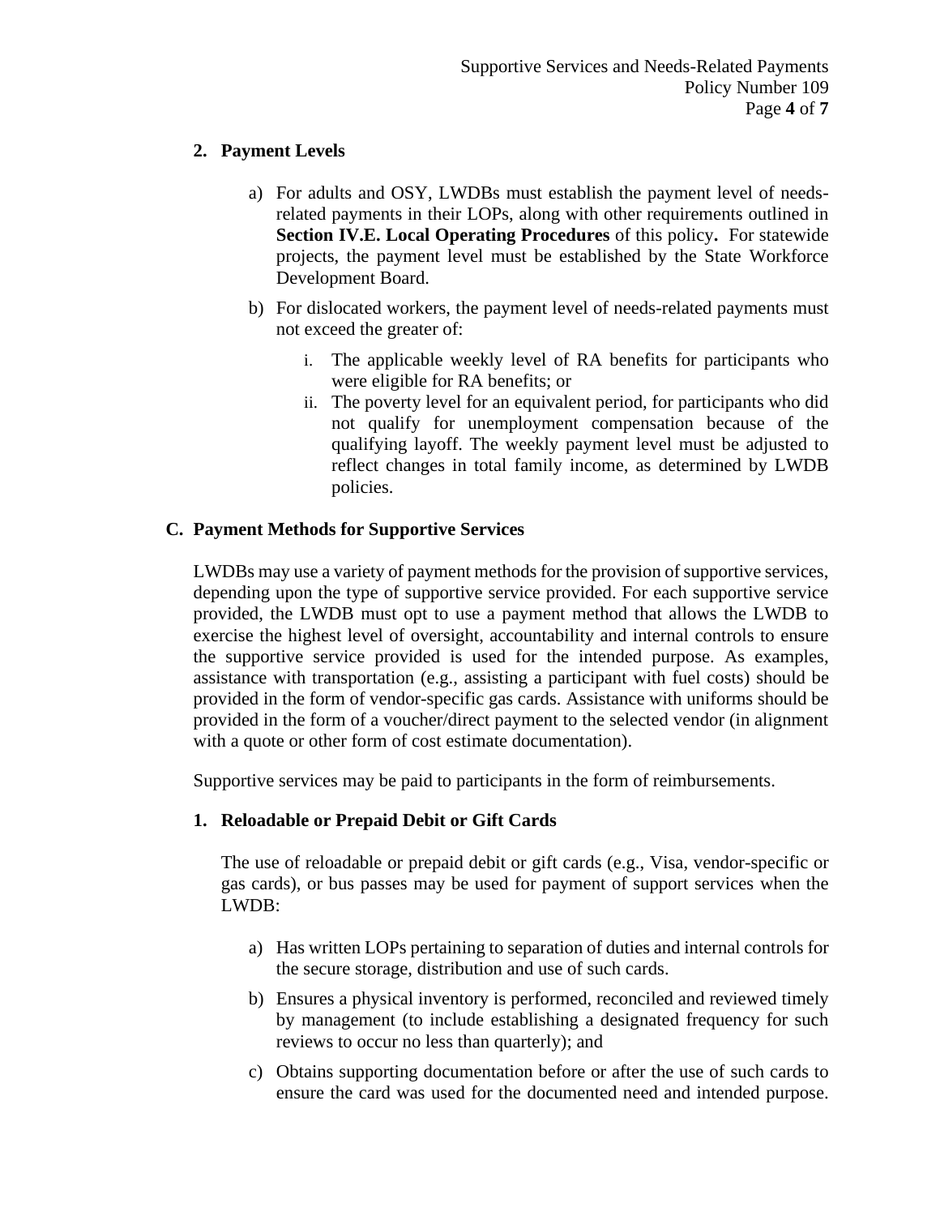### 2. Payment Levels

a) For adults and OSY, LWDBs must establish the payment level of needs-related payments in their LOPs, along with other requirements outlined in **Section IV.E. Local Operating Procedures** of this policy**.** For statewide projects, the payment level must be established by the State Workforce Development Board.

b) For dislocated workers, the payment level of needs-related payments must not exceed the greater of:

   i. The applicable weekly level of RA benefits for participants who were eligible for RA benefits; or

   ii. The poverty level for an equivalent period, for participants who did not qualify for unemployment compensation because of the qualifying layoff. The weekly payment level must be adjusted to reflect changes in total family income, as determined by LWDB policies.

## C. Payment Methods for Supportive Services

LWDBs may use a variety of payment methods for the provision of supportive services, depending upon the type of supportive service provided. For each supportive service provided, the LWDB must opt to use a payment method that allows the LWDB to exercise the highest level of oversight, accountability and internal controls to ensure the supportive service provided is used for the intended purpose. As examples, assistance with transportation (e.g., assisting a participant with fuel costs) should be provided in the form of vendor-specific gas cards. Assistance with uniforms should be provided in the form of a voucher/direct payment to the selected vendor (in alignment with a quote or other form of cost estimate documentation).

Supportive services may be paid to participants in the form of reimbursements.

### 1. Reloadable or Prepaid Debit or Gift Cards

The use of reloadable or prepaid debit or gift cards (e.g., Visa, vendor-specific or gas cards), or bus passes may be used for payment of support services when the LWDB:

a) Has written LOPs pertaining to separation of duties and internal controls for the secure storage, distribution and use of such cards.

b) Ensures a physical inventory is performed, reconciled and reviewed timely by management (to include establishing a designated frequency for such reviews to occur no less than quarterly); and

c) Obtains supporting documentation before or after the use of such cards to ensure the card was used for the documented need and intended purpose.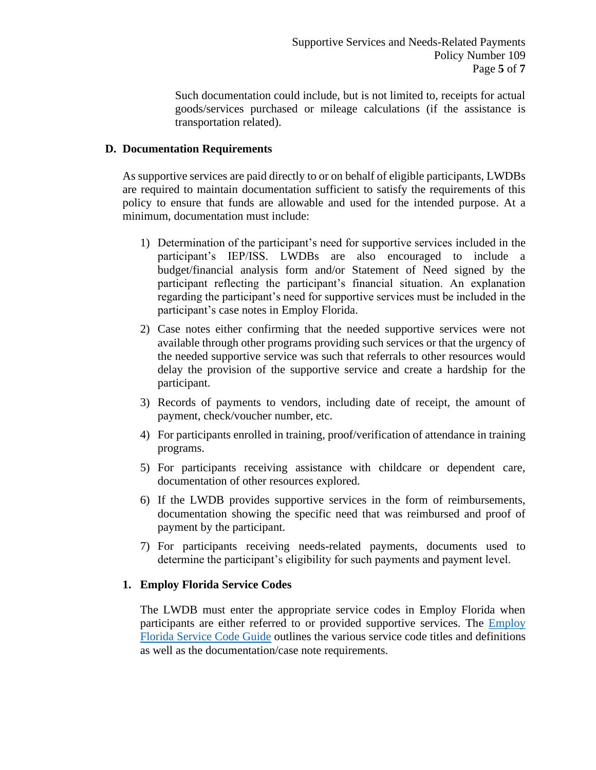Such documentation could include, but is not limited to, receipts for actual goods/services purchased or mileage calculations (if the assistance is transportation related).

### D. Documentation Requirements

As supportive services are paid directly to or on behalf of eligible participants, LWDBs are required to maintain documentation sufficient to satisfy the requirements of this policy to ensure that funds are allowable and used for the intended purpose. At a minimum, documentation must include:

1) Determination of the participant's need for supportive services included in the participant's IEP/ISS. LWDBs are also encouraged to include a budget/financial analysis form and/or Statement of Need signed by the participant reflecting the participant's financial situation. An explanation regarding the participant's need for supportive services must be included in the participant's case notes in Employ Florida.
2) Case notes either confirming that the needed supportive services were not available through other programs providing such services or that the urgency of the needed supportive service was such that referrals to other resources would delay the provision of the supportive service and create a hardship for the participant.
3) Records of payments to vendors, including date of receipt, the amount of payment, check/voucher number, etc.
4) For participants enrolled in training, proof/verification of attendance in training programs.
5) For participants receiving assistance with childcare or dependent care, documentation of other resources explored.
6) If the LWDB provides supportive services in the form of reimbursements, documentation showing the specific need that was reimbursed and proof of payment by the participant.
7) For participants receiving needs-related payments, documents used to determine the participant's eligibility for such payments and payment level.

#### 1. Employ Florida Service Codes

The LWDB must enter the appropriate service codes in Employ Florida when participants are either referred to or provided supportive services. The Employ Florida Service Code Guide outlines the various service code titles and definitions as well as the documentation/case note requirements.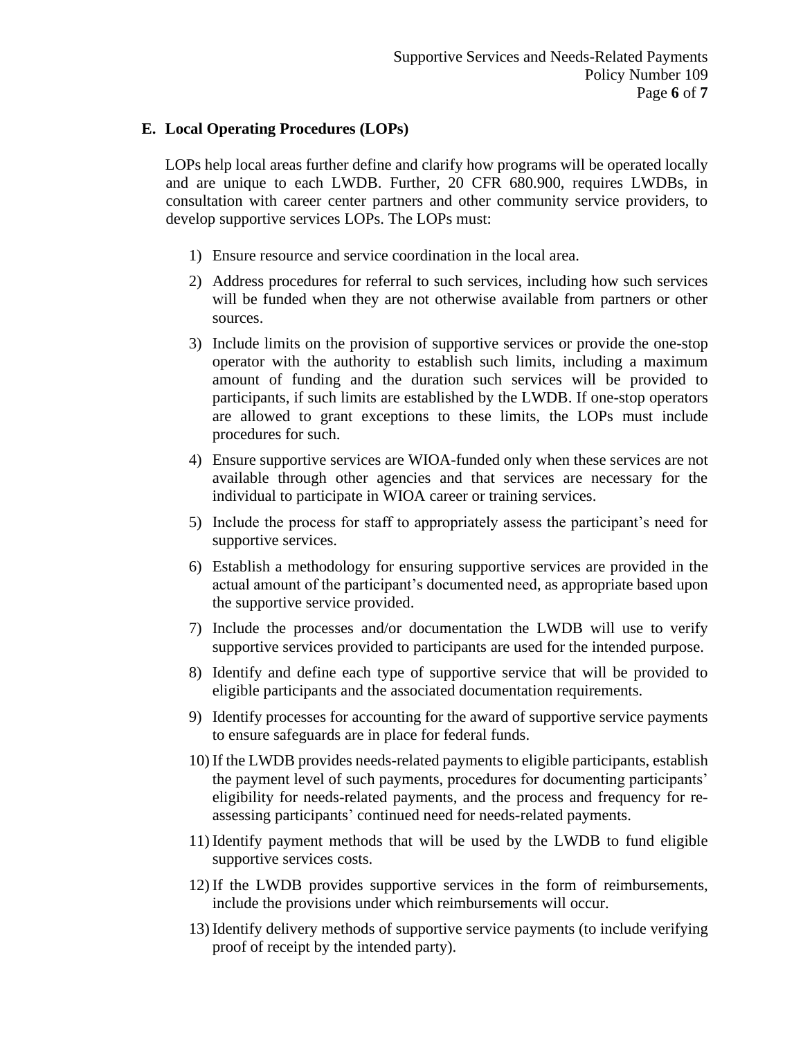## E. Local Operating Procedures (LOPs)

LOPs help local areas further define and clarify how programs will be operated locally and are unique to each LWDB. Further, 20 CFR 680.900, requires LWDBs, in consultation with career center partners and other community service providers, to develop supportive services LOPs. The LOPs must:

1) Ensure resource and service coordination in the local area.
2) Address procedures for referral to such services, including how such services will be funded when they are not otherwise available from partners or other sources.
3) Include limits on the provision of supportive services or provide the one-stop operator with the authority to establish such limits, including a maximum amount of funding and the duration such services will be provided to participants, if such limits are established by the LWDB. If one-stop operators are allowed to grant exceptions to these limits, the LOPs must include procedures for such.
4) Ensure supportive services are WIOA-funded only when these services are not available through other agencies and that services are necessary for the individual to participate in WIOA career or training services.
5) Include the process for staff to appropriately assess the participant's need for supportive services.
6) Establish a methodology for ensuring supportive services are provided in the actual amount of the participant's documented need, as appropriate based upon the supportive service provided.
7) Include the processes and/or documentation the LWDB will use to verify supportive services provided to participants are used for the intended purpose.
8) Identify and define each type of supportive service that will be provided to eligible participants and the associated documentation requirements.
9) Identify processes for accounting for the award of supportive service payments to ensure safeguards are in place for federal funds.
10) If the LWDB provides needs-related payments to eligible participants, establish the payment level of such payments, procedures for documenting participants' eligibility for needs-related payments, and the process and frequency for re-assessing participants' continued need for needs-related payments.
11) Identify payment methods that will be used by the LWDB to fund eligible supportive services costs.
12) If the LWDB provides supportive services in the form of reimbursements, include the provisions under which reimbursements will occur.
13) Identify delivery methods of supportive service payments (to include verifying proof of receipt by the intended party).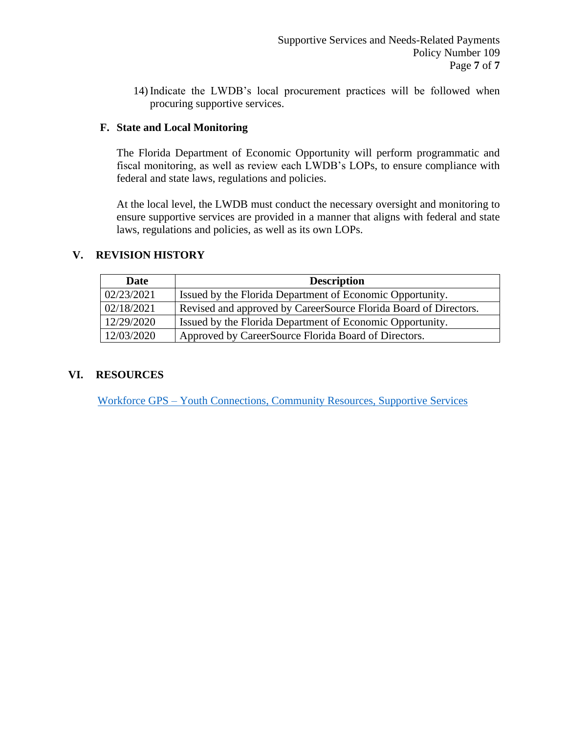14) Indicate the LWDB's local procurement practices will be followed when procuring supportive services.

### F. State and Local Monitoring

The Florida Department of Economic Opportunity will perform programmatic and fiscal monitoring, as well as review each LWDB's LOPs, to ensure compliance with federal and state laws, regulations and policies.

At the local level, the LWDB must conduct the necessary oversight and monitoring to ensure supportive services are provided in a manner that aligns with federal and state laws, regulations and policies, as well as its own LOPs.

## V. REVISION HISTORY

| Date | Description |
|---|---|
| 02/23/2021 | Issued by the Florida Department of Economic Opportunity. |
| 02/18/2021 | Revised and approved by CareerSource Florida Board of Directors. |
| 12/29/2020 | Issued by the Florida Department of Economic Opportunity. |
| 12/03/2020 | Approved by CareerSource Florida Board of Directors. |

## VI. RESOURCES

Workforce GPS – Youth Connections, Community Resources, Supportive Services